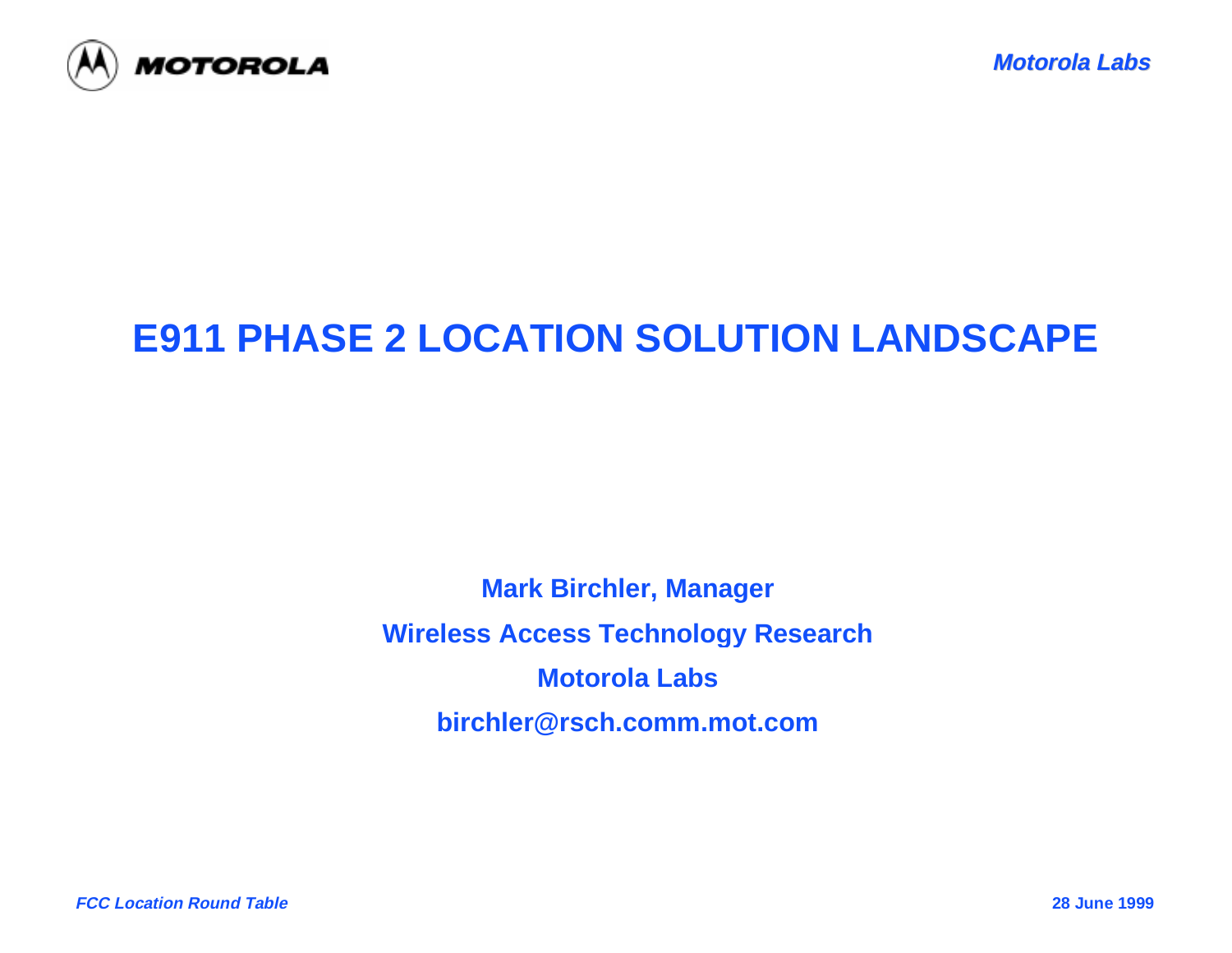# E911 PHASE 2 LOCATION SOLUTION LANDSCAPE

**Mark Birchler, Manager**

**Wireless Access Technology Research**

**Motorola Labs**

**birchler@rsch.comm.mot.com**

*FCC Location Round Table*

**28 June 1999**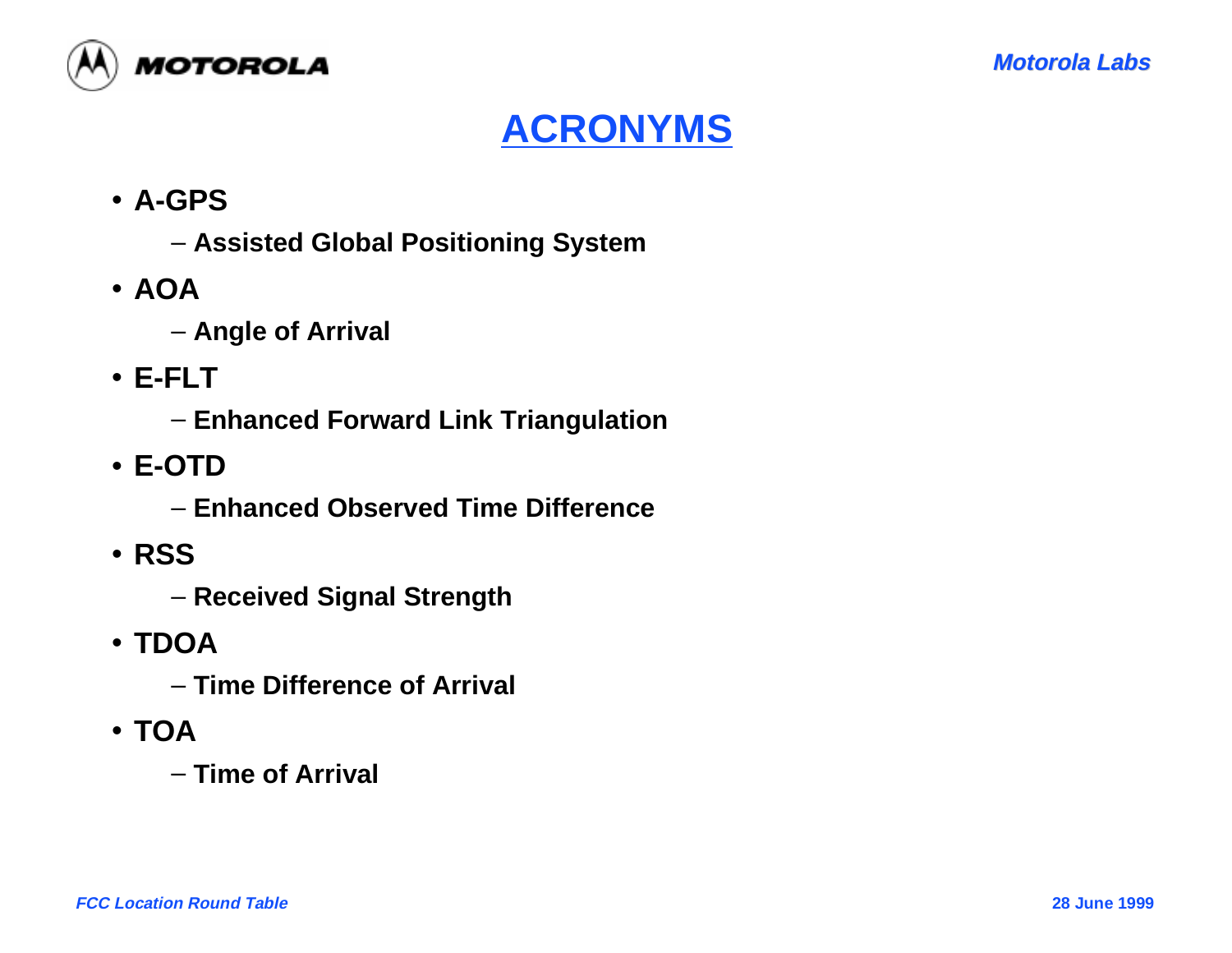# ACRONYMS

- **A-GPS**
  - **Assisted Global Positioning System**
- **AOA**
  - **Angle of Arrival**
- **E-FLT**
  - **Enhanced Forward Link Triangulation**
- **E-OTD**
  - **Enhanced Observed Time Difference**
- **RSS**
  - **Received Signal Strength**
- **TDOA**
  - **Time Difference of Arrival**
- **TOA**
  - **Time of Arrival**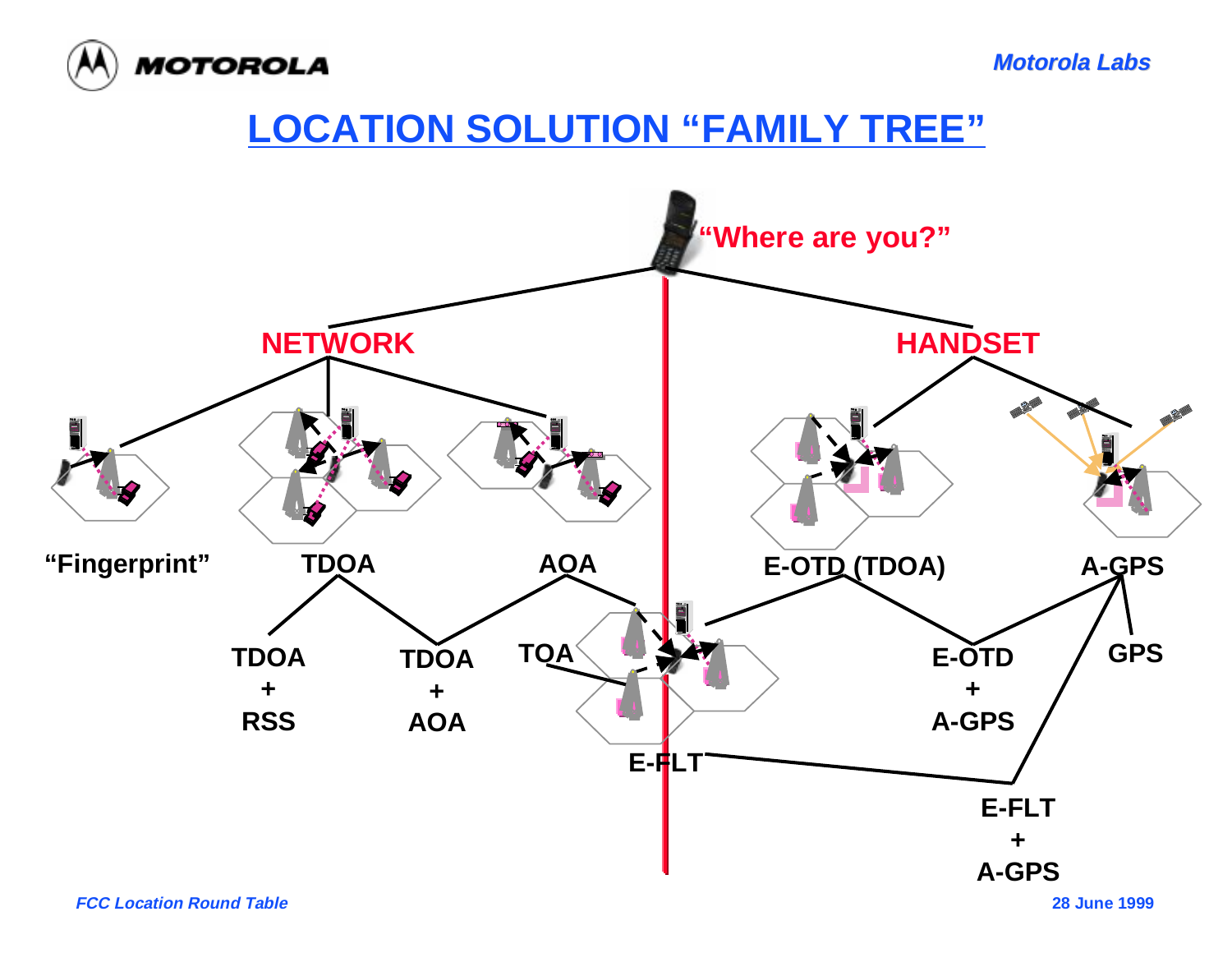# LOCATION SOLUTION "FAMILY TREE"

"Where are you?"

**NETWORK**

- "Fingerprint"
- TDOA
  - TDOA + RSS
  - TDOA + AOA
- AOA
  - TDOA + AOA
  - TOA

**HANDSET**

- E-OTD (TDOA)
  - E-OTD + A-GPS
- A-GPS
  - GPS
  - E-OTD + A-GPS
  - E-FLT + A-GPS

E-FLT

E-FLT + A-GPS

*FCC Location Round Table* — **28 June 1999**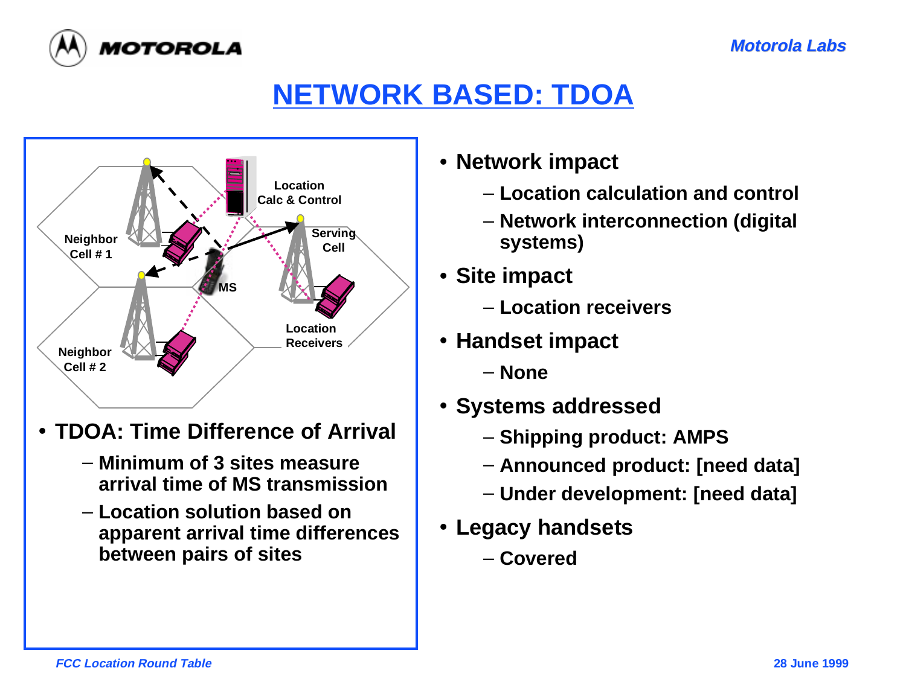# NETWORK BASED: TDOA

Location Calc & Control

Neighbor Cell # 1

Serving Cell

MS

Neighbor Cell # 2

Location Receivers

- **TDOA: Time Difference of Arrival**
  - **Minimum of 3 sites measure arrival time of MS transmission**
  - **Location solution based on apparent arrival time differences between pairs of sites**

- **Network impact**
  - **Location calculation and control**
  - **Network interconnection (digital systems)**
- **Site impact**
  - **Location receivers**
- **Handset impact**
  - **None**
- **Systems addressed**
  - **Shipping product: AMPS**
  - **Announced product: [need data]**
  - **Under development: [need data]**
- **Legacy handsets**
  - **Covered**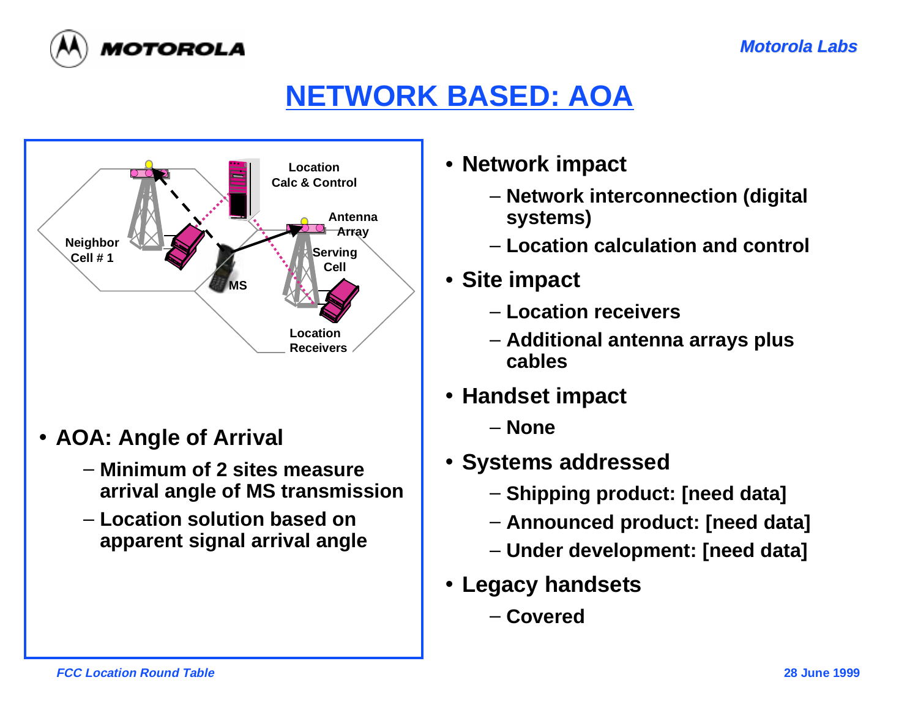# NETWORK BASED: AOA

- **AOA: Angle of Arrival**
  - **Minimum of 2 sites measure arrival angle of MS transmission**
  - **Location solution based on apparent signal arrival angle**

- **Network impact**
  - **Network interconnection (digital systems)**
  - **Location calculation and control**
- **Site impact**
  - **Location receivers**
  - **Additional antenna arrays plus cables**
- **Handset impact**
  - **None**
- **Systems addressed**
  - **Shipping product: [need data]**
  - **Announced product: [need data]**
  - **Under development: [need data]**
- **Legacy handsets**
  - **Covered**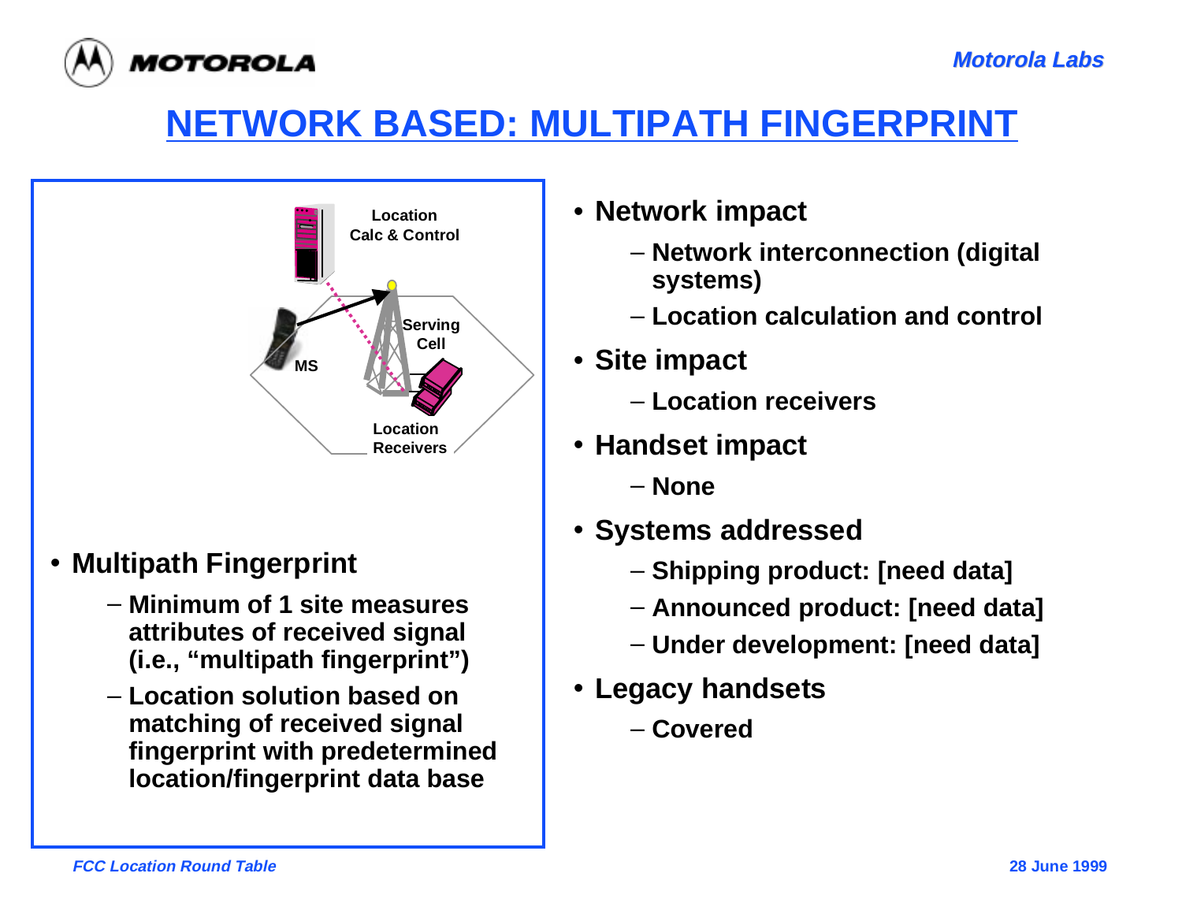# NETWORK BASED: MULTIPATH FINGERPRINT

- **Multipath Fingerprint**
  - **Minimum of 1 site measures attributes of received signal (i.e., "multipath fingerprint")**
  - **Location solution based on matching of received signal fingerprint with predetermined location/fingerprint data base**

- **Network impact**
  - **Network interconnection (digital systems)**
  - **Location calculation and control**
- **Site impact**
  - **Location receivers**
- **Handset impact**
  - **None**
- **Systems addressed**
  - **Shipping product: [need data]**
  - **Announced product: [need data]**
  - **Under development: [need data]**
- **Legacy handsets**
  - **Covered**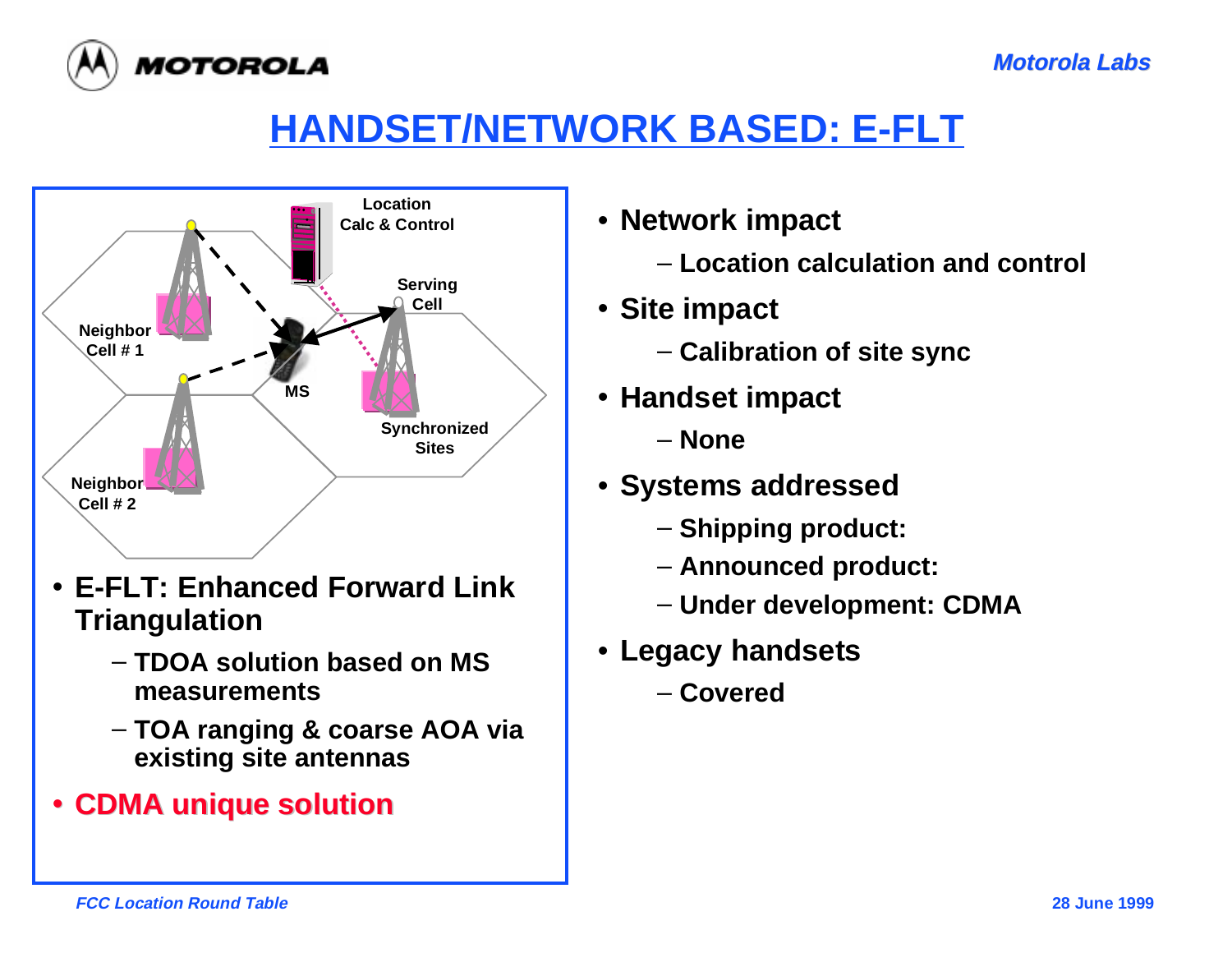# HANDSET/NETWORK BASED: E-FLT

- **E-FLT: Enhanced Forward Link Triangulation**
  - **TDOA solution based on MS measurements**
  - **TOA ranging & coarse AOA via existing site antennas**
- **CDMA unique solution**

- **Network impact**
  - **Location calculation and control**
- **Site impact**
  - **Calibration of site sync**
- **Handset impact**
  - **None**
- **Systems addressed**
  - **Shipping product:**
  - **Announced product:**
  - **Under development: CDMA**
- **Legacy handsets**
  - **Covered**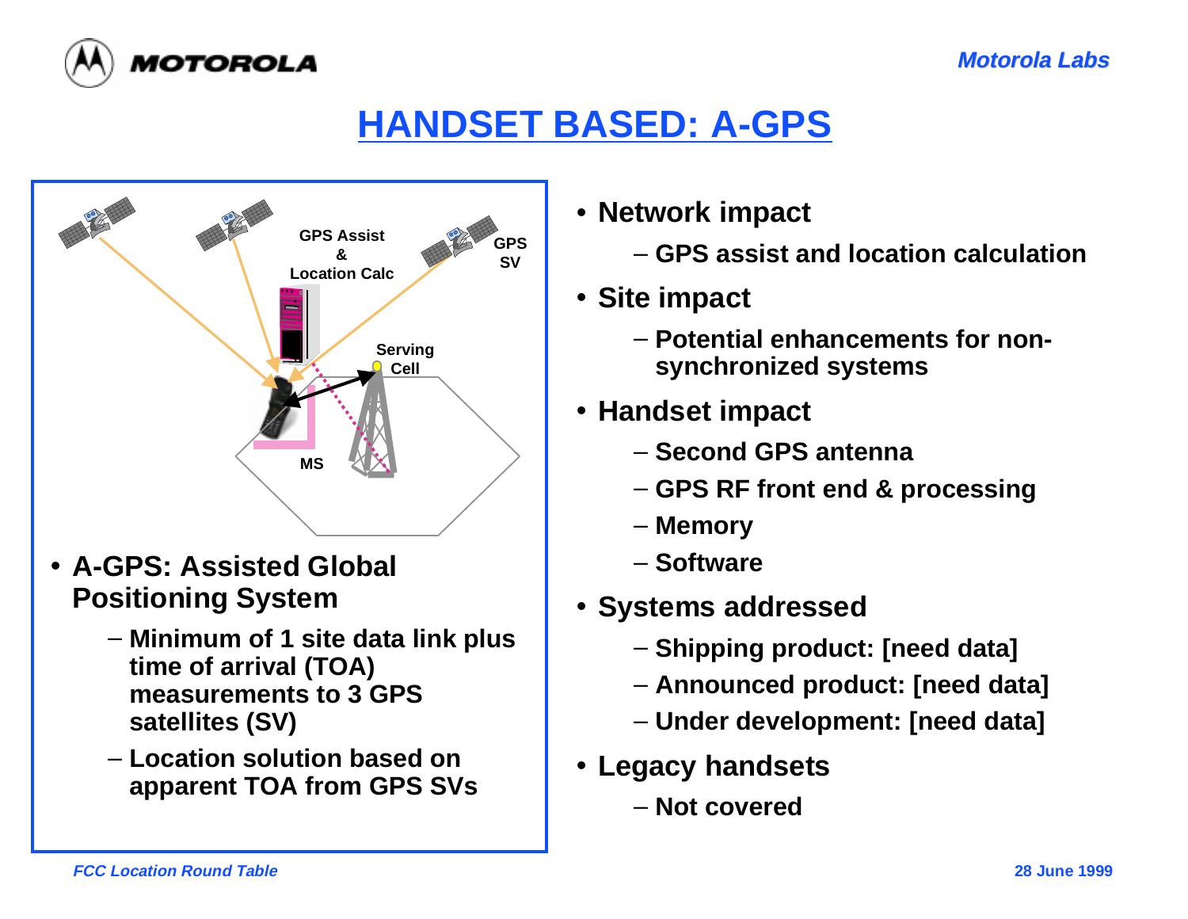# HANDSET BASED: A-GPS

- **A-GPS: Assisted Global Positioning System**
  - Minimum of 1 site data link plus time of arrival (TOA) measurements to 3 GPS satellites (SV)
  - Location solution based on apparent TOA from GPS SVs

- **Network impact**
  - GPS assist and location calculation
- **Site impact**
  - Potential enhancements for non-synchronized systems
- **Handset impact**
  - Second GPS antenna
  - GPS RF front end & processing
  - Memory
  - Software
- **Systems addressed**
  - Shipping product: [need data]
  - Announced product: [need data]
  - Under development: [need data]
- **Legacy handsets**
  - Not covered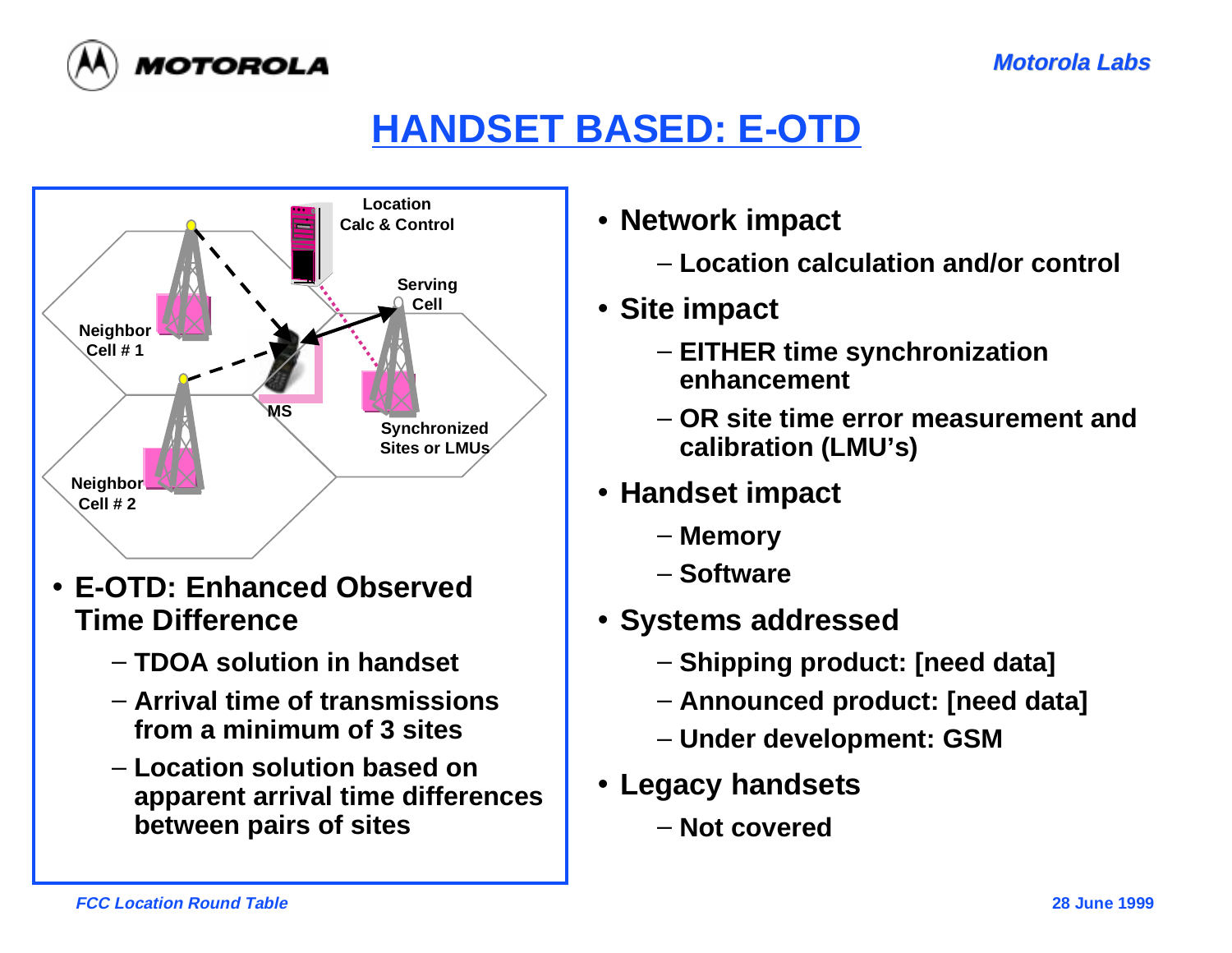# HANDSET BASED: E-OTD

Location Calc & Control

Serving Cell

Neighbor Cell # 1

Neighbor Cell # 2

MS

Synchronized Sites or LMUs

- **E-OTD: Enhanced Observed Time Difference**
  - **TDOA solution in handset**
  - **Arrival time of transmissions from a minimum of 3 sites**
  - **Location solution based on apparent arrival time differences between pairs of sites**

- **Network impact**
  - **Location calculation and/or control**
- **Site impact**
  - **EITHER time synchronization enhancement**
  - **OR site time error measurement and calibration (LMU's)**
- **Handset impact**
  - **Memory**
  - **Software**
- **Systems addressed**
  - **Shipping product: [need data]**
  - **Announced product: [need data]**
  - **Under development: GSM**
- **Legacy handsets**
  - **Not covered**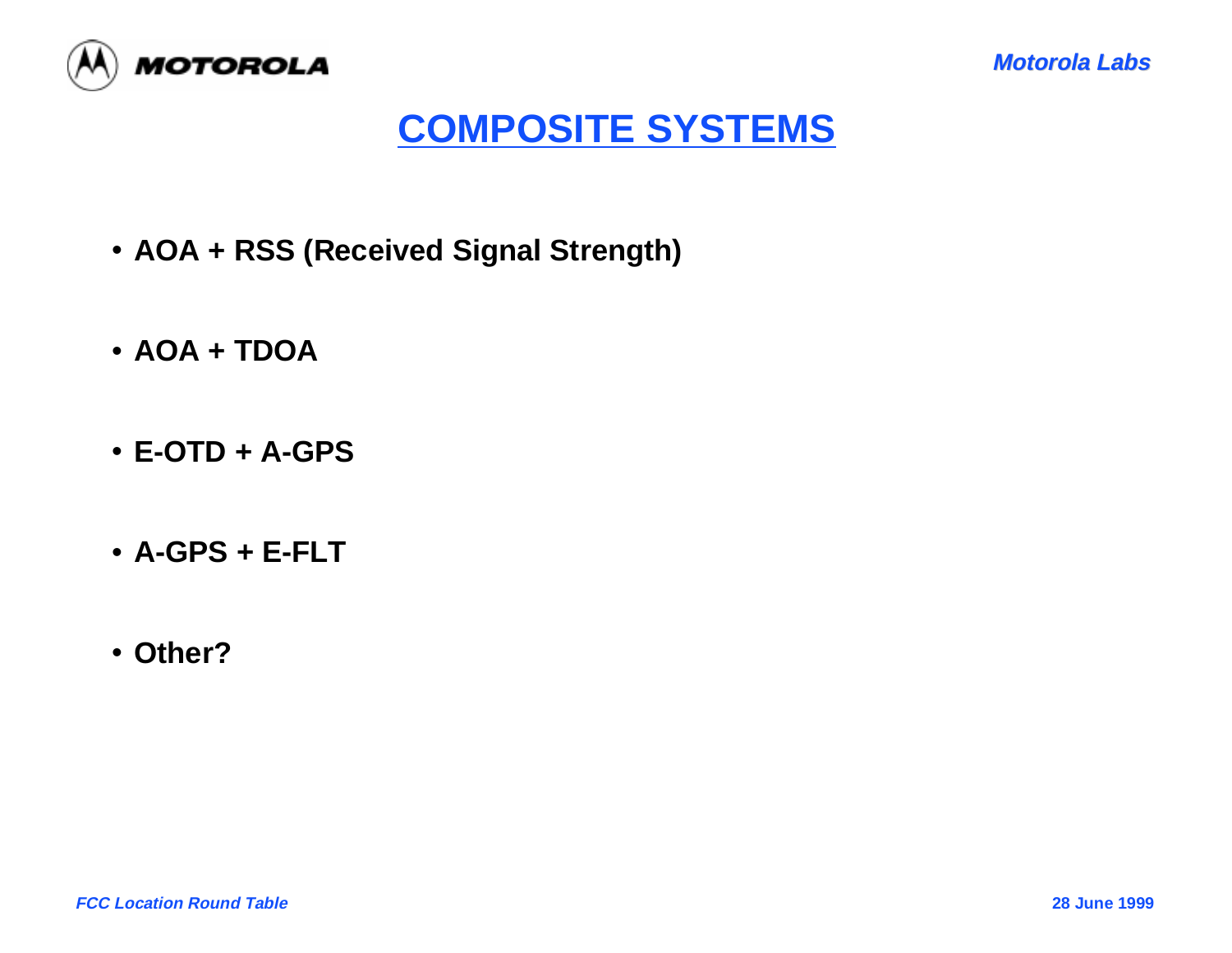# COMPOSITE SYSTEMS

- AOA + RSS (Received Signal Strength)
- AOA + TDOA
- E-OTD + A-GPS
- A-GPS + E-FLT
- Other?